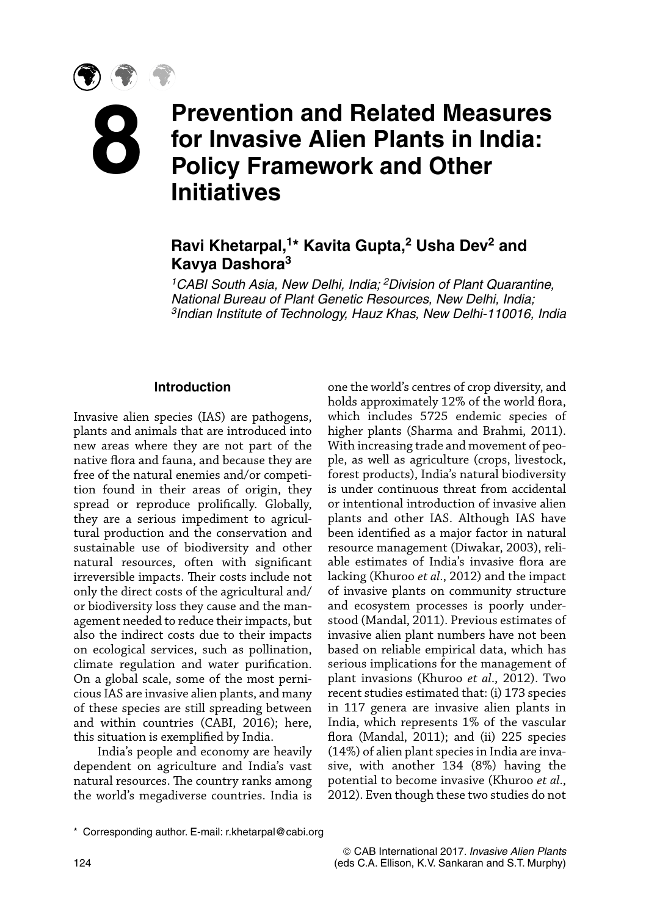# 8 Prevention and Related Measures for Invasive Alien Plants in India: Policy Framework and Other Initiatives

**Ravi Khetarpal,[1]* Kavita Gupta,[2] Usha Dev[2] and Kavya Dashora[3]**

*[1]CABI South Asia, New Delhi, India; [2]Division of Plant Quarantine, National Bureau of Plant Genetic Resources, New Delhi, India; [3]Indian Institute of Technology, Hauz Khas, New Delhi-110016, India*

## Introduction

Invasive alien species (IAS) are pathogens, plants and animals that are introduced into new areas where they are not part of the native flora and fauna, and because they are free of the natural enemies and/or competition found in their areas of origin, they spread or reproduce prolifically. Globally, they are a serious impediment to agricultural production and the conservation and sustainable use of biodiversity and other natural resources, often with significant irreversible impacts. Their costs include not only the direct costs of the agricultural and/or biodiversity loss they cause and the management needed to reduce their impacts, but also the indirect costs due to their impacts on ecological services, such as pollination, climate regulation and water purification. On a global scale, some of the most pernicious IAS are invasive alien plants, and many of these species are still spreading between and within countries (CABI, 2016); here, this situation is exemplified by India.

India's people and economy are heavily dependent on agriculture and India's vast natural resources. The country ranks among the world's megadiverse countries. India is one the world's centres of crop diversity, and holds approximately 12% of the world flora, which includes 5725 endemic species of higher plants (Sharma and Brahmi, 2011). With increasing trade and movement of people, as well as agriculture (crops, livestock, forest products), India's natural biodiversity is under continuous threat from accidental or intentional introduction of invasive alien plants and other IAS. Although IAS have been identified as a major factor in natural resource management (Diwakar, 2003), reliable estimates of India's invasive flora are lacking (Khuroo *et al*., 2012) and the impact of invasive plants on community structure and ecosystem processes is poorly understood (Mandal, 2011). Previous estimates of invasive alien plant numbers have not been based on reliable empirical data, which has serious implications for the management of plant invasions (Khuroo *et al*., 2012). Two recent studies estimated that: (i) 173 species in 117 genera are invasive alien plants in India, which represents 1% of the vascular flora (Mandal, 2011); and (ii) 225 species (14%) of alien plant species in India are invasive, with another 134 (8%) having the potential to become invasive (Khuroo *et al*., 2012). Even though these two studies do not

\* Corresponding author. E-mail: r.khetarpal@cabi.org

© CAB International 2017. *Invasive Alien Plants* (eds C.A. Ellison, K.V. Sankaran and S.T. Murphy)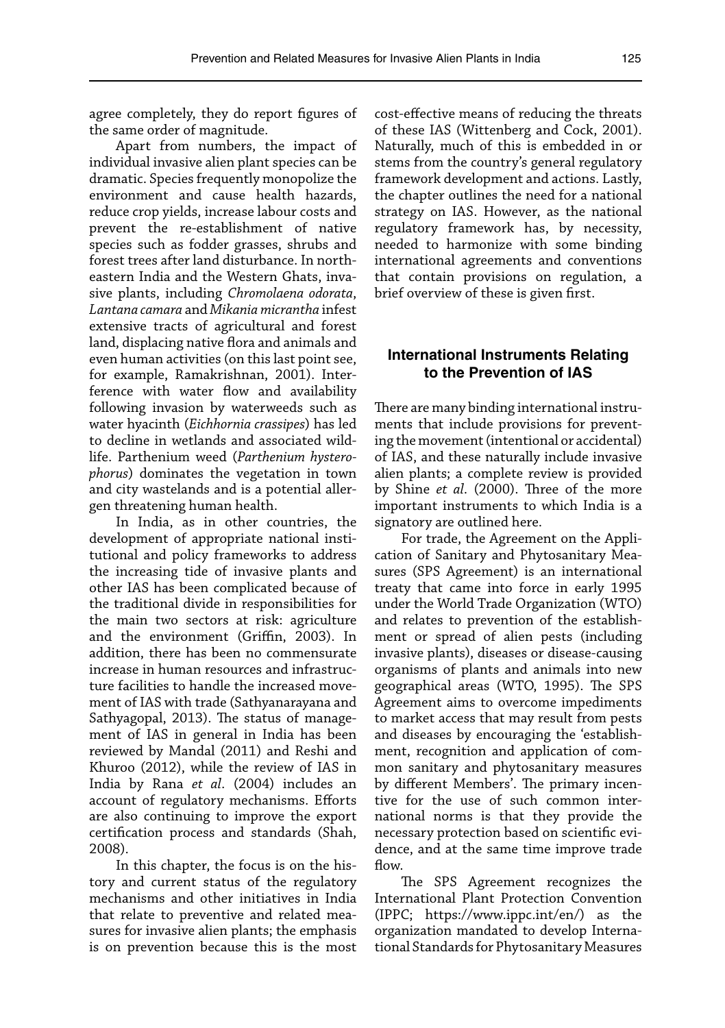agree completely, they do report figures of the same order of magnitude.

Apart from numbers, the impact of individual invasive alien plant species can be dramatic. Species frequently monopolize the environment and cause health hazards, reduce crop yields, increase labour costs and prevent the re-establishment of native species such as fodder grasses, shrubs and forest trees after land disturbance. In north-eastern India and the Western Ghats, invasive plants, including *Chromolaena odorata*, *Lantana camara* and *Mikania micrantha* infest extensive tracts of agricultural and forest land, displacing native flora and animals and even human activities (on this last point see, for example, Ramakrishnan, 2001). Interference with water flow and availability following invasion by waterweeds such as water hyacinth (*Eichhornia crassipes*) has led to decline in wetlands and associated wildlife. Parthenium weed (*Parthenium hysterophorus*) dominates the vegetation in town and city wastelands and is a potential allergen threatening human health.

In India, as in other countries, the development of appropriate national institutional and policy frameworks to address the increasing tide of invasive plants and other IAS has been complicated because of the traditional divide in responsibilities for the main two sectors at risk: agriculture and the environment (Griffin, 2003). In addition, there has been no commensurate increase in human resources and infrastructure facilities to handle the increased movement of IAS with trade (Sathyanarayana and Sathyagopal, 2013). The status of management of IAS in general in India has been reviewed by Mandal (2011) and Reshi and Khuroo (2012), while the review of IAS in India by Rana *et al*. (2004) includes an account of regulatory mechanisms. Efforts are also continuing to improve the export certification process and standards (Shah, 2008).

In this chapter, the focus is on the history and current status of the regulatory mechanisms and other initiatives in India that relate to preventive and related measures for invasive alien plants; the emphasis is on prevention because this is the most cost-effective means of reducing the threats of these IAS (Wittenberg and Cock, 2001). Naturally, much of this is embedded in or stems from the country's general regulatory framework development and actions. Lastly, the chapter outlines the need for a national strategy on IAS. However, as the national regulatory framework has, by necessity, needed to harmonize with some binding international agreements and conventions that contain provisions on regulation, a brief overview of these is given first.

## International Instruments Relating to the Prevention of IAS

There are many binding international instruments that include provisions for preventing the movement (intentional or accidental) of IAS, and these naturally include invasive alien plants; a complete review is provided by Shine *et al*. (2000). Three of the more important instruments to which India is a signatory are outlined here.

For trade, the Agreement on the Application of Sanitary and Phytosanitary Measures (SPS Agreement) is an international treaty that came into force in early 1995 under the World Trade Organization (WTO) and relates to prevention of the establishment or spread of alien pests (including invasive plants), diseases or disease-causing organisms of plants and animals into new geographical areas (WTO, 1995). The SPS Agreement aims to overcome impediments to market access that may result from pests and diseases by encouraging the 'establishment, recognition and application of common sanitary and phytosanitary measures by different Members'. The primary incentive for the use of such common international norms is that they provide the necessary protection based on scientific evidence, and at the same time improve trade flow.

The SPS Agreement recognizes the International Plant Protection Convention (IPPC; https://www.ippc.int/en/) as the organization mandated to develop International Standards for Phytosanitary Measures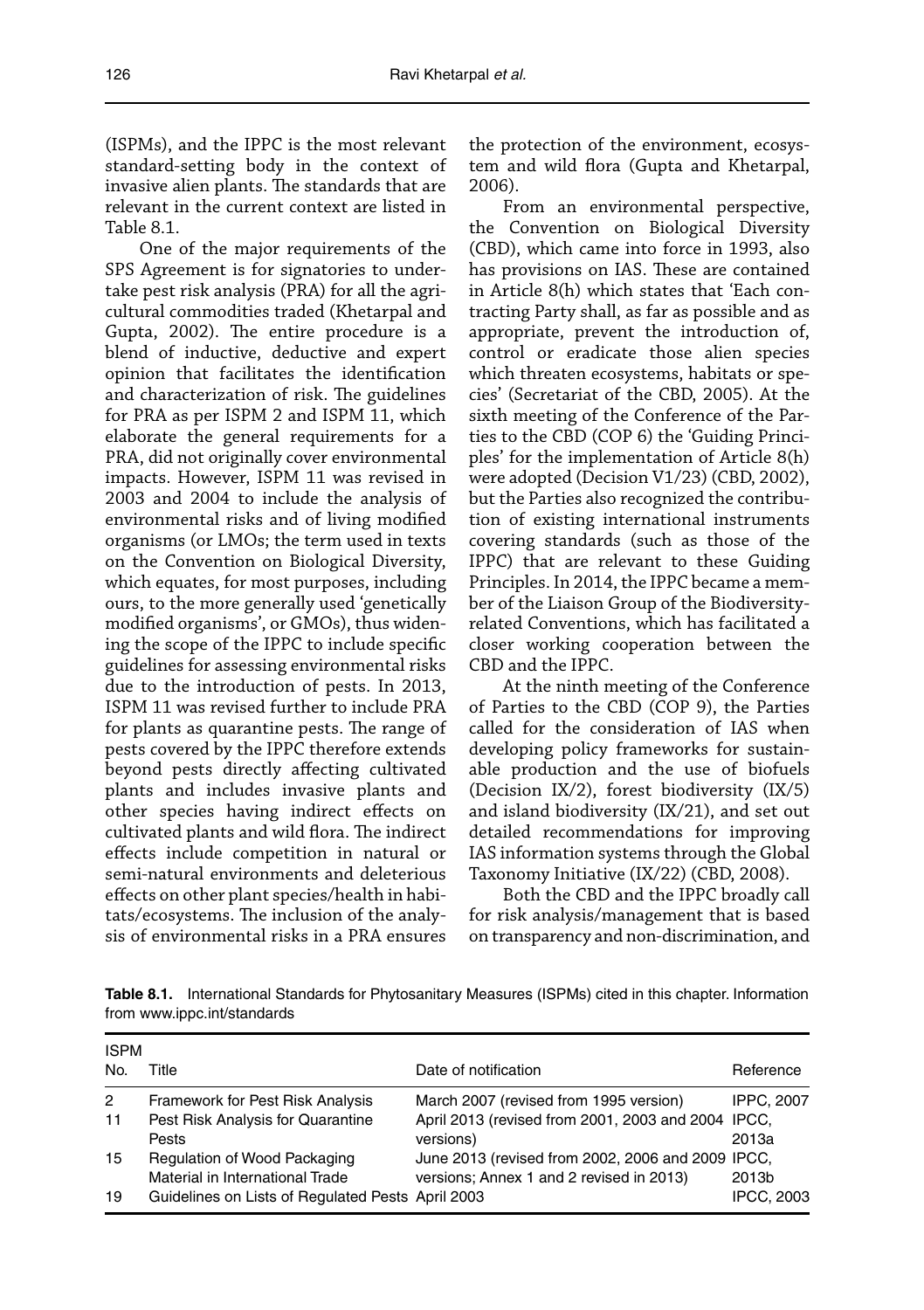(ISPMs), and the IPPC is the most relevant standard-setting body in the context of invasive alien plants. The standards that are relevant in the current context are listed in Table 8.1.

One of the major requirements of the SPS Agreement is for signatories to undertake pest risk analysis (PRA) for all the agricultural commodities traded (Khetarpal and Gupta, 2002). The entire procedure is a blend of inductive, deductive and expert opinion that facilitates the identification and characterization of risk. The guidelines for PRA as per ISPM 2 and ISPM 11, which elaborate the general requirements for a PRA, did not originally cover environmental impacts. However, ISPM 11 was revised in 2003 and 2004 to include the analysis of environmental risks and of living modified organisms (or LMOs; the term used in texts on the Convention on Biological Diversity, which equates, for most purposes, including ours, to the more generally used 'genetically modified organisms', or GMOs), thus widening the scope of the IPPC to include specific guidelines for assessing environmental risks due to the introduction of pests. In 2013, ISPM 11 was revised further to include PRA for plants as quarantine pests. The range of pests covered by the IPPC therefore extends beyond pests directly affecting cultivated plants and includes invasive plants and other species having indirect effects on cultivated plants and wild flora. The indirect effects include competition in natural or semi-natural environments and deleterious effects on other plant species/health in habitats/ecosystems. The inclusion of the analysis of environmental risks in a PRA ensures the protection of the environment, ecosystem and wild flora (Gupta and Khetarpal, 2006).

From an environmental perspective, the Convention on Biological Diversity (CBD), which came into force in 1993, also has provisions on IAS. These are contained in Article 8(h) which states that 'Each contracting Party shall, as far as possible and as appropriate, prevent the introduction of, control or eradicate those alien species which threaten ecosystems, habitats or species' (Secretariat of the CBD, 2005). At the sixth meeting of the Conference of the Parties to the CBD (COP 6) the 'Guiding Principles' for the implementation of Article 8(h) were adopted (Decision V1/23) (CBD, 2002), but the Parties also recognized the contribution of existing international instruments covering standards (such as those of the IPPC) that are relevant to these Guiding Principles. In 2014, the IPPC became a member of the Liaison Group of the Biodiversity-related Conventions, which has facilitated a closer working cooperation between the CBD and the IPPC.

At the ninth meeting of the Conference of Parties to the CBD (COP 9), the Parties called for the consideration of IAS when developing policy frameworks for sustainable production and the use of biofuels (Decision IX/2), forest biodiversity (IX/5) and island biodiversity (IX/21), and set out detailed recommendations for improving IAS information systems through the Global Taxonomy Initiative (IX/22) (CBD, 2008).

Both the CBD and the IPPC broadly call for risk analysis/management that is based on transparency and non-discrimination, and

**Table 8.1.** International Standards for Phytosanitary Measures (ISPMs) cited in this chapter. Information from www.ippc.int/standards

| ISPM No. | Title | Date of notification | Reference |
|---|---|---|---|
| 2 | Framework for Pest Risk Analysis | March 2007 (revised from 1995 version) | IPPC, 2007 |
| 11 | Pest Risk Analysis for Quarantine Pests | April 2013 (revised from 2001, 2003 and 2004 versions) | IPCC, 2013a |
| 15 | Regulation of Wood Packaging Material in International Trade | June 2013 (revised from 2002, 2006 and 2009 versions; Annex 1 and 2 revised in 2013) | IPCC, 2013b |
| 19 | Guidelines on Lists of Regulated Pests | April 2003 | IPCC, 2003 |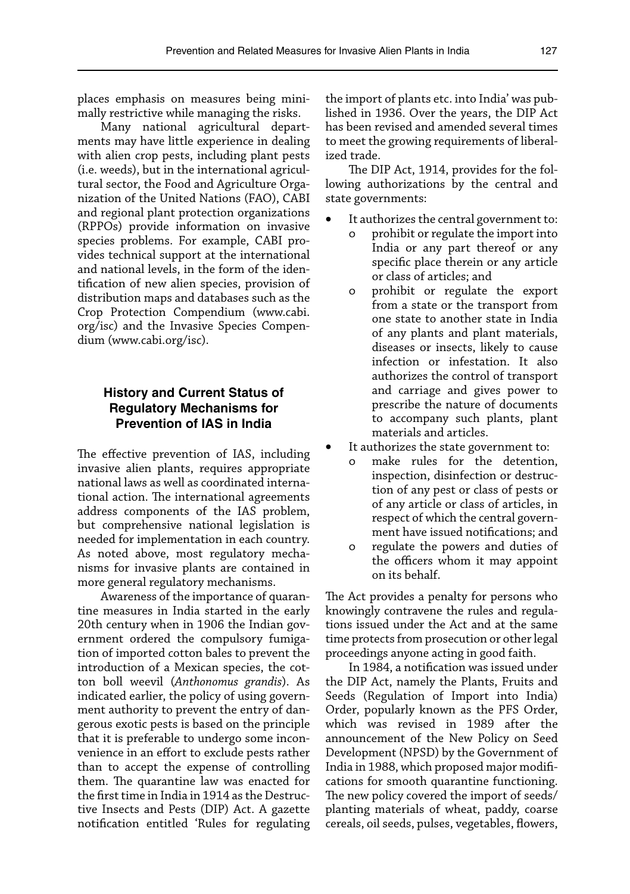places emphasis on measures being minimally restrictive while managing the risks.

Many national agricultural departments may have little experience in dealing with alien crop pests, including plant pests (i.e. weeds), but in the international agricultural sector, the Food and Agriculture Organization of the United Nations (FAO), CABI and regional plant protection organizations (RPPOs) provide information on invasive species problems. For example, CABI provides technical support at the international and national levels, in the form of the identification of new alien species, provision of distribution maps and databases such as the Crop Protection Compendium (www.cabi.org/isc) and the Invasive Species Compendium (www.cabi.org/isc).

## History and Current Status of Regulatory Mechanisms for Prevention of IAS in India

The effective prevention of IAS, including invasive alien plants, requires appropriate national laws as well as coordinated international action. The international agreements address components of the IAS problem, but comprehensive national legislation is needed for implementation in each country. As noted above, most regulatory mechanisms for invasive plants are contained in more general regulatory mechanisms.

Awareness of the importance of quarantine measures in India started in the early 20th century when in 1906 the Indian government ordered the compulsory fumigation of imported cotton bales to prevent the introduction of a Mexican species, the cotton boll weevil (*Anthonomus grandis*). As indicated earlier, the policy of using government authority to prevent the entry of dangerous exotic pests is based on the principle that it is preferable to undergo some inconvenience in an effort to exclude pests rather than to accept the expense of controlling them. The quarantine law was enacted for the first time in India in 1914 as the Destructive Insects and Pests (DIP) Act. A gazette notification entitled 'Rules for regulating the import of plants etc. into India' was published in 1936. Over the years, the DIP Act has been revised and amended several times to meet the growing requirements of liberalized trade.

The DIP Act, 1914, provides for the following authorizations by the central and state governments:

- It authorizes the central government to:
  - prohibit or regulate the import into India or any part thereof or any specific place therein or any article or class of articles; and
  - prohibit or regulate the export from a state or the transport from one state to another state in India of any plants and plant materials, diseases or insects, likely to cause infection or infestation. It also authorizes the control of transport and carriage and gives power to prescribe the nature of documents to accompany such plants, plant materials and articles.
- It authorizes the state government to:
  - make rules for the detention, inspection, disinfection or destruction of any pest or class of pests or of any article or class of articles, in respect of which the central government have issued notifications; and
  - regulate the powers and duties of the officers whom it may appoint on its behalf.

The Act provides a penalty for persons who knowingly contravene the rules and regulations issued under the Act and at the same time protects from prosecution or other legal proceedings anyone acting in good faith.

In 1984, a notification was issued under the DIP Act, namely the Plants, Fruits and Seeds (Regulation of Import into India) Order, popularly known as the PFS Order, which was revised in 1989 after the announcement of the New Policy on Seed Development (NPSD) by the Government of India in 1988, which proposed major modifications for smooth quarantine functioning. The new policy covered the import of seeds/planting materials of wheat, paddy, coarse cereals, oil seeds, pulses, vegetables, flowers,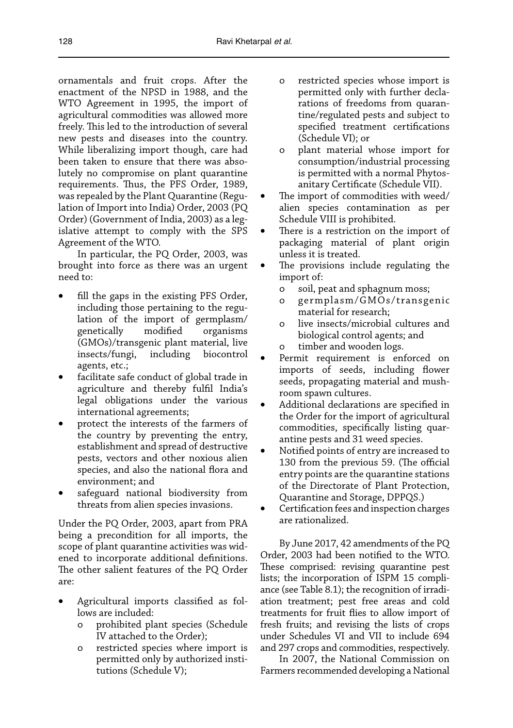ornamentals and fruit crops. After the enactment of the NPSD in 1988, and the WTO Agreement in 1995, the import of agricultural commodities was allowed more freely. This led to the introduction of several new pests and diseases into the country. While liberalizing import though, care had been taken to ensure that there was absolutely no compromise on plant quarantine requirements. Thus, the PFS Order, 1989, was repealed by the Plant Quarantine (Regulation of Import into India) Order, 2003 (PQ Order) (Government of India, 2003) as a legislative attempt to comply with the SPS Agreement of the WTO.

In particular, the PQ Order, 2003, was brought into force as there was an urgent need to:

- fill the gaps in the existing PFS Order, including those pertaining to the regulation of the import of germplasm/ genetically modified organisms (GMOs)/transgenic plant material, live insects/fungi, including biocontrol agents, etc.;
- facilitate safe conduct of global trade in agriculture and thereby fulfil India's legal obligations under the various international agreements;
- protect the interests of the farmers of the country by preventing the entry, establishment and spread of destructive pests, vectors and other noxious alien species, and also the national flora and environment; and
- safeguard national biodiversity from threats from alien species invasions.

Under the PQ Order, 2003, apart from PRA being a precondition for all imports, the scope of plant quarantine activities was widened to incorporate additional definitions. The other salient features of the PQ Order are:

- Agricultural imports classified as follows are included:
  - prohibited plant species (Schedule IV attached to the Order);
  - restricted species where import is permitted only by authorized institutions (Schedule V);
  - restricted species whose import is permitted only with further declarations of freedoms from quarantine/regulated pests and subject to specified treatment certifications (Schedule VI); or
  - plant material whose import for consumption/industrial processing is permitted with a normal Phytosanitary Certificate (Schedule VII).
- The import of commodities with weed/ alien species contamination as per Schedule VIII is prohibited.
- There is a restriction on the import of packaging material of plant origin unless it is treated.
- The provisions include regulating the import of:
  - soil, peat and sphagnum moss;
  - germplasm/GMOs/transgenic material for research;
  - live insects/microbial cultures and biological control agents; and
  - timber and wooden logs.
- Permit requirement is enforced on imports of seeds, including flower seeds, propagating material and mushroom spawn cultures.
- Additional declarations are specified in the Order for the import of agricultural commodities, specifically listing quarantine pests and 31 weed species.
- Notified points of entry are increased to 130 from the previous 59. (The official entry points are the quarantine stations of the Directorate of Plant Protection, Quarantine and Storage, DPPQS.)
- Certification fees and inspection charges are rationalized.

By June 2017, 42 amendments of the PQ Order, 2003 had been notified to the WTO. These comprised: revising quarantine pest lists; the incorporation of ISPM 15 compliance (see Table 8.1); the recognition of irradiation treatment; pest free areas and cold treatments for fruit flies to allow import of fresh fruits; and revising the lists of crops under Schedules VI and VII to include 694 and 297 crops and commodities, respectively.

In 2007, the National Commission on Farmers recommended developing a National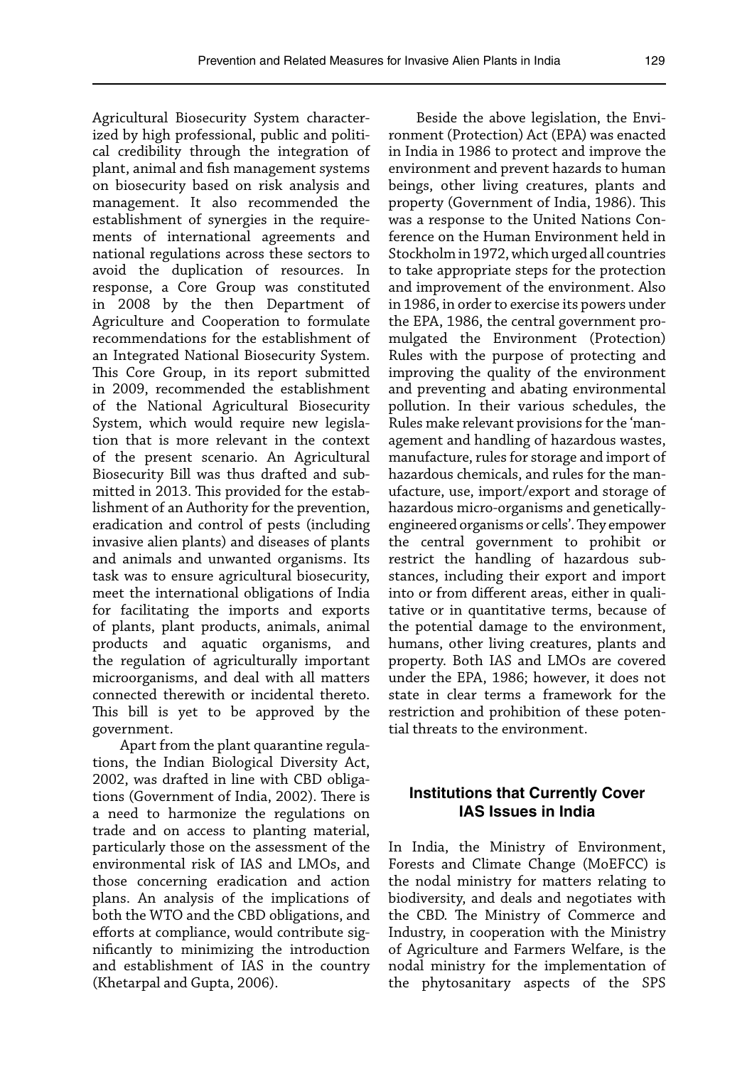Agricultural Biosecurity System characterized by high professional, public and political credibility through the integration of plant, animal and fish management systems on biosecurity based on risk analysis and management. It also recommended the establishment of synergies in the requirements of international agreements and national regulations across these sectors to avoid the duplication of resources. In response, a Core Group was constituted in 2008 by the then Department of Agriculture and Cooperation to formulate recommendations for the establishment of an Integrated National Biosecurity System. This Core Group, in its report submitted in 2009, recommended the establishment of the National Agricultural Biosecurity System, which would require new legislation that is more relevant in the context of the present scenario. An Agricultural Biosecurity Bill was thus drafted and submitted in 2013. This provided for the establishment of an Authority for the prevention, eradication and control of pests (including invasive alien plants) and diseases of plants and animals and unwanted organisms. Its task was to ensure agricultural biosecurity, meet the international obligations of India for facilitating the imports and exports of plants, plant products, animals, animal products and aquatic organisms, and the regulation of agriculturally important microorganisms, and deal with all matters connected therewith or incidental thereto. This bill is yet to be approved by the government.

Apart from the plant quarantine regulations, the Indian Biological Diversity Act, 2002, was drafted in line with CBD obligations (Government of India, 2002). There is a need to harmonize the regulations on trade and on access to planting material, particularly those on the assessment of the environmental risk of IAS and LMOs, and those concerning eradication and action plans. An analysis of the implications of both the WTO and the CBD obligations, and efforts at compliance, would contribute significantly to minimizing the introduction and establishment of IAS in the country (Khetarpal and Gupta, 2006).

Beside the above legislation, the Environment (Protection) Act (EPA) was enacted in India in 1986 to protect and improve the environment and prevent hazards to human beings, other living creatures, plants and property (Government of India, 1986). This was a response to the United Nations Conference on the Human Environment held in Stockholm in 1972, which urged all countries to take appropriate steps for the protection and improvement of the environment. Also in 1986, in order to exercise its powers under the EPA, 1986, the central government promulgated the Environment (Protection) Rules with the purpose of protecting and improving the quality of the environment and preventing and abating environmental pollution. In their various schedules, the Rules make relevant provisions for the 'management and handling of hazardous wastes, manufacture, rules for storage and import of hazardous chemicals, and rules for the manufacture, use, import/export and storage of hazardous micro-organisms and genetically-engineered organisms or cells'. They empower the central government to prohibit or restrict the handling of hazardous substances, including their export and import into or from different areas, either in qualitative or in quantitative terms, because of the potential damage to the environment, humans, other living creatures, plants and property. Both IAS and LMOs are covered under the EPA, 1986; however, it does not state in clear terms a framework for the restriction and prohibition of these potential threats to the environment.

## Institutions that Currently Cover IAS Issues in India

In India, the Ministry of Environment, Forests and Climate Change (MoEFCC) is the nodal ministry for matters relating to biodiversity, and deals and negotiates with the CBD. The Ministry of Commerce and Industry, in cooperation with the Ministry of Agriculture and Farmers Welfare, is the nodal ministry for the implementation of the phytosanitary aspects of the SPS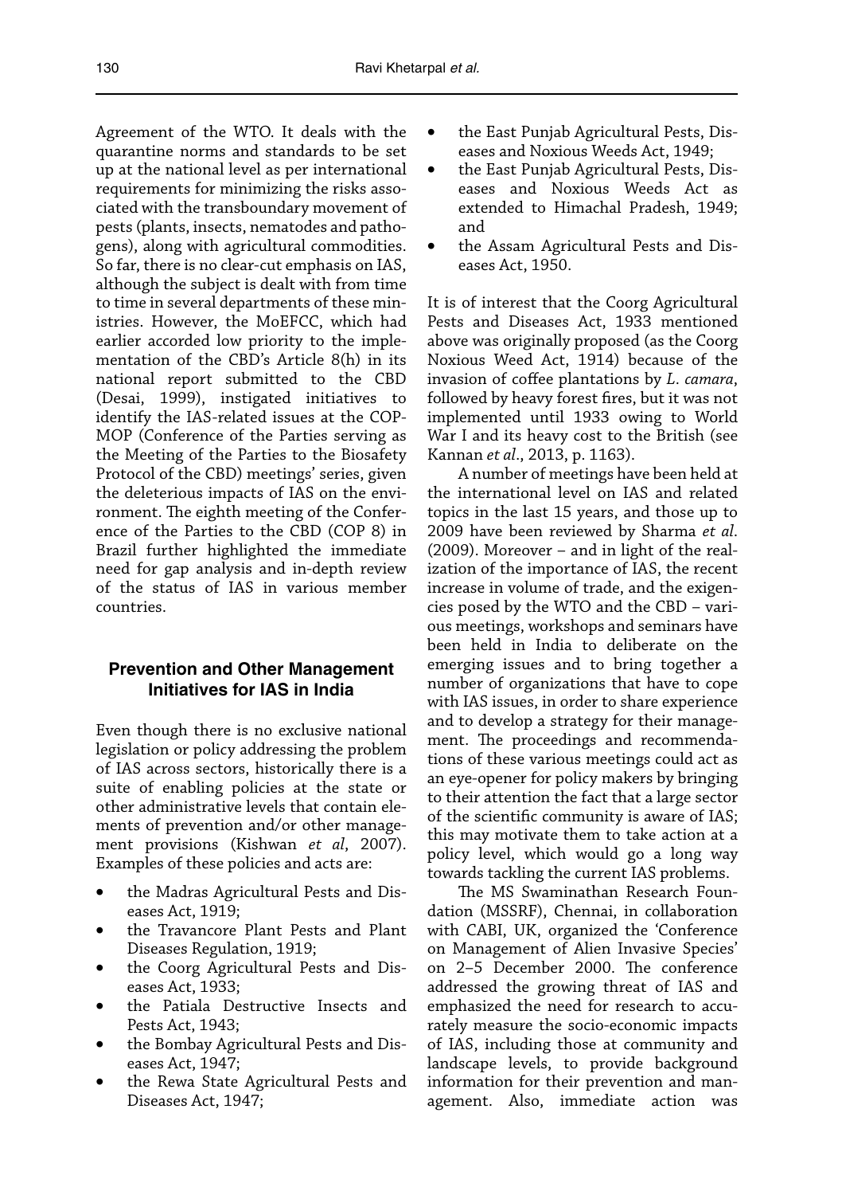Agreement of the WTO. It deals with the quarantine norms and standards to be set up at the national level as per international requirements for minimizing the risks associated with the transboundary movement of pests (plants, insects, nematodes and pathogens), along with agricultural commodities. So far, there is no clear-cut emphasis on IAS, although the subject is dealt with from time to time in several departments of these ministries. However, the MoEFCC, which had earlier accorded low priority to the implementation of the CBD's Article 8(h) in its national report submitted to the CBD (Desai, 1999), instigated initiatives to identify the IAS-related issues at the COP-MOP (Conference of the Parties serving as the Meeting of the Parties to the Biosafety Protocol of the CBD) meetings' series, given the deleterious impacts of IAS on the environment. The eighth meeting of the Conference of the Parties to the CBD (COP 8) in Brazil further highlighted the immediate need for gap analysis and in-depth review of the status of IAS in various member countries.

## Prevention and Other Management Initiatives for IAS in India

Even though there is no exclusive national legislation or policy addressing the problem of IAS across sectors, historically there is a suite of enabling policies at the state or other administrative levels that contain elements of prevention and/or other management provisions (Kishwan *et al*, 2007). Examples of these policies and acts are:

- the Madras Agricultural Pests and Diseases Act, 1919;
- the Travancore Plant Pests and Plant Diseases Regulation, 1919;
- the Coorg Agricultural Pests and Diseases Act, 1933;
- the Patiala Destructive Insects and Pests Act, 1943;
- the Bombay Agricultural Pests and Diseases Act, 1947;
- the Rewa State Agricultural Pests and Diseases Act, 1947;
- the East Punjab Agricultural Pests, Diseases and Noxious Weeds Act, 1949;
- the East Punjab Agricultural Pests, Diseases and Noxious Weeds Act as extended to Himachal Pradesh, 1949; and
- the Assam Agricultural Pests and Diseases Act, 1950.

It is of interest that the Coorg Agricultural Pests and Diseases Act, 1933 mentioned above was originally proposed (as the Coorg Noxious Weed Act, 1914) because of the invasion of coffee plantations by *L. camara*, followed by heavy forest fires, but it was not implemented until 1933 owing to World War I and its heavy cost to the British (see Kannan *et al*., 2013, p. 1163).

A number of meetings have been held at the international level on IAS and related topics in the last 15 years, and those up to 2009 have been reviewed by Sharma *et al*. (2009). Moreover – and in light of the realization of the importance of IAS, the recent increase in volume of trade, and the exigencies posed by the WTO and the CBD – various meetings, workshops and seminars have been held in India to deliberate on the emerging issues and to bring together a number of organizations that have to cope with IAS issues, in order to share experience and to develop a strategy for their management. The proceedings and recommendations of these various meetings could act as an eye-opener for policy makers by bringing to their attention the fact that a large sector of the scientific community is aware of IAS; this may motivate them to take action at a policy level, which would go a long way towards tackling the current IAS problems.

The MS Swaminathan Research Foundation (MSSRF), Chennai, in collaboration with CABI, UK, organized the 'Conference on Management of Alien Invasive Species' on 2–5 December 2000. The conference addressed the growing threat of IAS and emphasized the need for research to accurately measure the socio-economic impacts of IAS, including those at community and landscape levels, to provide background information for their prevention and management. Also, immediate action was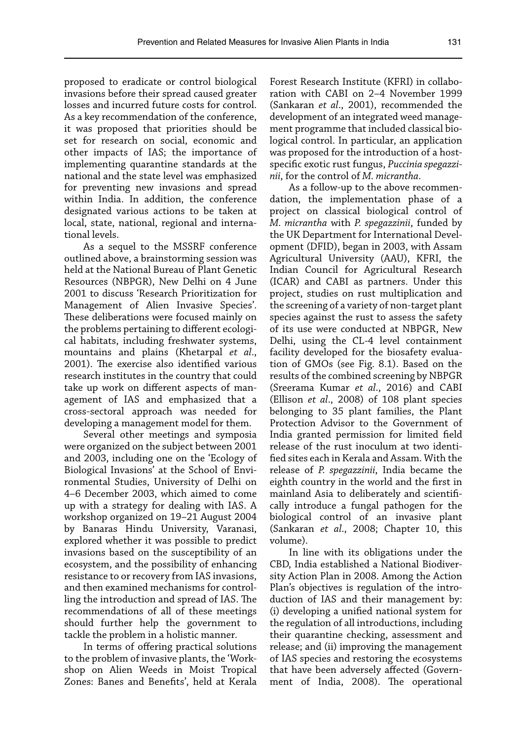proposed to eradicate or control biological invasions before their spread caused greater losses and incurred future costs for control. As a key recommendation of the conference, it was proposed that priorities should be set for research on social, economic and other impacts of IAS; the importance of implementing quarantine standards at the national and the state level was emphasized for preventing new invasions and spread within India. In addition, the conference designated various actions to be taken at local, state, national, regional and international levels.

As a sequel to the MSSRF conference outlined above, a brainstorming session was held at the National Bureau of Plant Genetic Resources (NBPGR), New Delhi on 4 June 2001 to discuss 'Research Prioritization for Management of Alien Invasive Species'. These deliberations were focused mainly on the problems pertaining to different ecological habitats, including freshwater systems, mountains and plains (Khetarpal *et al*., 2001). The exercise also identified various research institutes in the country that could take up work on different aspects of management of IAS and emphasized that a cross-sectoral approach was needed for developing a management model for them.

Several other meetings and symposia were organized on the subject between 2001 and 2003, including one on the 'Ecology of Biological Invasions' at the School of Environmental Studies, University of Delhi on 4–6 December 2003, which aimed to come up with a strategy for dealing with IAS. A workshop organized on 19–21 August 2004 by Banaras Hindu University, Varanasi, explored whether it was possible to predict invasions based on the susceptibility of an ecosystem, and the possibility of enhancing resistance to or recovery from IAS invasions, and then examined mechanisms for controlling the introduction and spread of IAS. The recommendations of all of these meetings should further help the government to tackle the problem in a holistic manner.

In terms of offering practical solutions to the problem of invasive plants, the 'Workshop on Alien Weeds in Moist Tropical Zones: Banes and Benefits', held at Kerala Forest Research Institute (KFRI) in collaboration with CABI on 2–4 November 1999 (Sankaran *et al*., 2001), recommended the development of an integrated weed management programme that included classical biological control. In particular, an application was proposed for the introduction of a host-specific exotic rust fungus, *Puccinia spegazzinii*, for the control of *M. micrantha*.

As a follow-up to the above recommendation, the implementation phase of a project on classical biological control of *M. micrantha* with *P. spegazzinii*, funded by the UK Department for International Development (DFID), began in 2003, with Assam Agricultural University (AAU), KFRI, the Indian Council for Agricultural Research (ICAR) and CABI as partners. Under this project, studies on rust multiplication and the screening of a variety of non-target plant species against the rust to assess the safety of its use were conducted at NBPGR, New Delhi, using the CL-4 level containment facility developed for the biosafety evaluation of GMOs (see Fig. 8.1). Based on the results of the combined screening by NBPGR (Sreerama Kumar *et al*., 2016) and CABI (Ellison *et al*., 2008) of 108 plant species belonging to 35 plant families, the Plant Protection Advisor to the Government of India granted permission for limited field release of the rust inoculum at two identified sites each in Kerala and Assam. With the release of *P. spegazzinii*, India became the eighth country in the world and the first in mainland Asia to deliberately and scientifically introduce a fungal pathogen for the biological control of an invasive plant (Sankaran *et al*., 2008; Chapter 10, this volume).

In line with its obligations under the CBD, India established a National Biodiversity Action Plan in 2008. Among the Action Plan's objectives is regulation of the introduction of IAS and their management by: (i) developing a unified national system for the regulation of all introductions, including their quarantine checking, assessment and release; and (ii) improving the management of IAS species and restoring the ecosystems that have been adversely affected (Government of India, 2008). The operational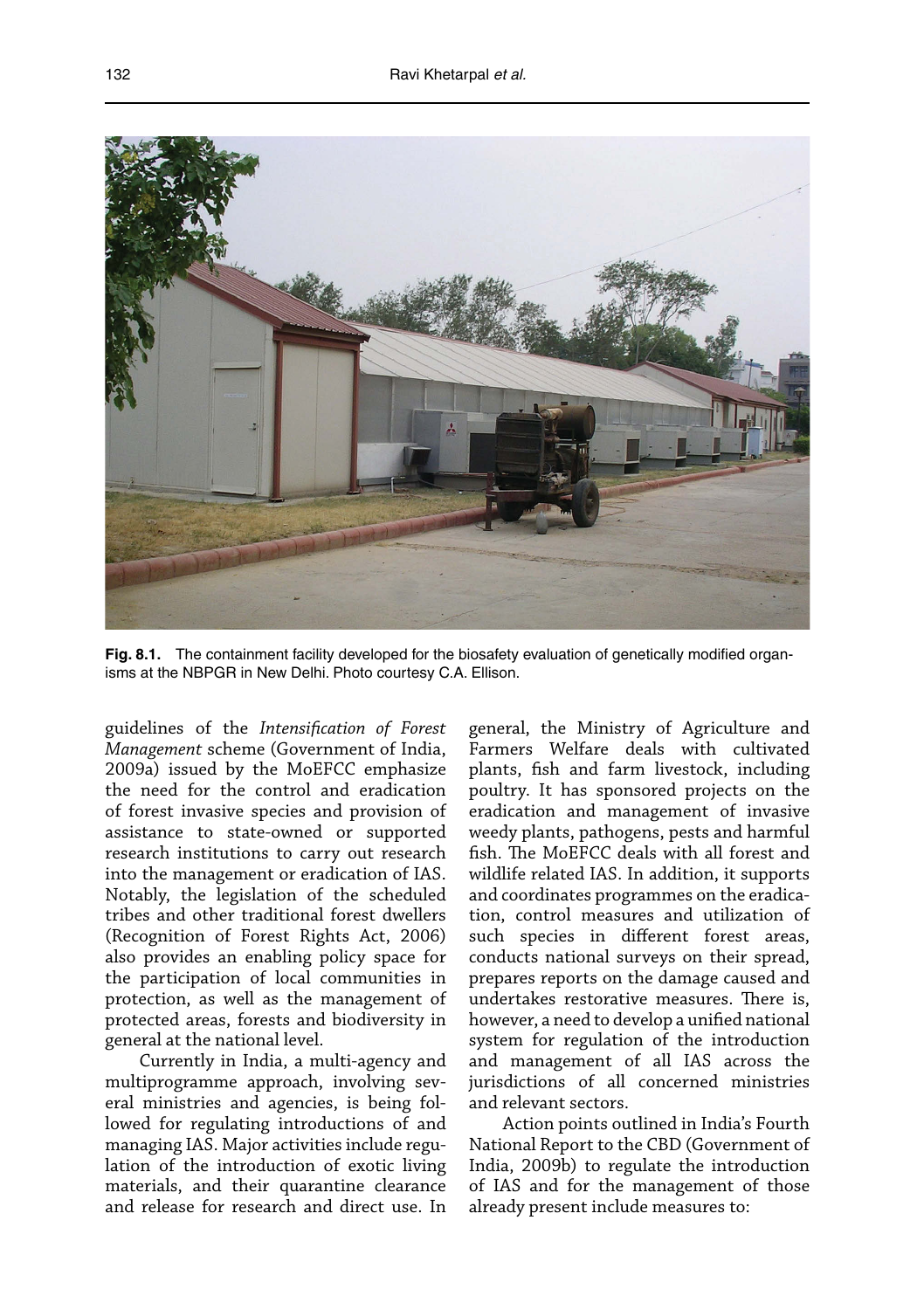**Fig. 8.1.** The containment facility developed for the biosafety evaluation of genetically modified organisms at the NBPGR in New Delhi. Photo courtesy C.A. Ellison.

guidelines of the *Intensification of Forest Management* scheme (Government of India, 2009a) issued by the MoEFCC emphasize the need for the control and eradication of forest invasive species and provision of assistance to state-owned or supported research institutions to carry out research into the management or eradication of IAS. Notably, the legislation of the scheduled tribes and other traditional forest dwellers (Recognition of Forest Rights Act, 2006) also provides an enabling policy space for the participation of local communities in protection, as well as the management of protected areas, forests and biodiversity in general at the national level.

Currently in India, a multi-agency and multiprogramme approach, involving several ministries and agencies, is being followed for regulating introductions of and managing IAS. Major activities include regulation of the introduction of exotic living materials, and their quarantine clearance and release for research and direct use. In general, the Ministry of Agriculture and Farmers Welfare deals with cultivated plants, fish and farm livestock, including poultry. It has sponsored projects on the eradication and management of invasive weedy plants, pathogens, pests and harmful fish. The MoEFCC deals with all forest and wildlife related IAS. In addition, it supports and coordinates programmes on the eradication, control measures and utilization of such species in different forest areas, conducts national surveys on their spread, prepares reports on the damage caused and undertakes restorative measures. There is, however, a need to develop a unified national system for regulation of the introduction and management of all IAS across the jurisdictions of all concerned ministries and relevant sectors.

Action points outlined in India's Fourth National Report to the CBD (Government of India, 2009b) to regulate the introduction of IAS and for the management of those already present include measures to: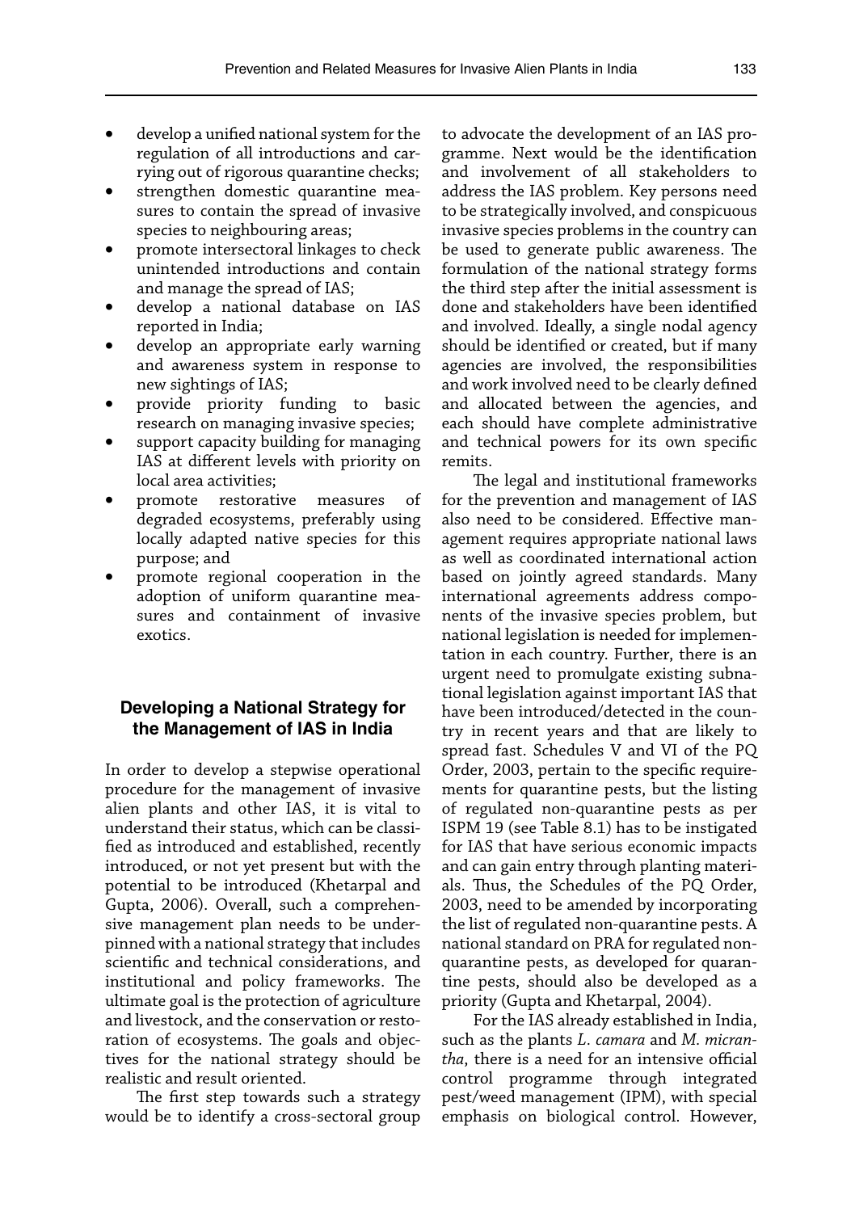- develop a unified national system for the regulation of all introductions and carrying out of rigorous quarantine checks;
- strengthen domestic quarantine measures to contain the spread of invasive species to neighbouring areas;
- promote intersectoral linkages to check unintended introductions and contain and manage the spread of IAS;
- develop a national database on IAS reported in India;
- develop an appropriate early warning and awareness system in response to new sightings of IAS;
- provide priority funding to basic research on managing invasive species;
- support capacity building for managing IAS at different levels with priority on local area activities;
- promote restorative measures of degraded ecosystems, preferably using locally adapted native species for this purpose; and
- promote regional cooperation in the adoption of uniform quarantine measures and containment of invasive exotics.

## Developing a National Strategy for the Management of IAS in India

In order to develop a stepwise operational procedure for the management of invasive alien plants and other IAS, it is vital to understand their status, which can be classified as introduced and established, recently introduced, or not yet present but with the potential to be introduced (Khetarpal and Gupta, 2006). Overall, such a comprehensive management plan needs to be underpinned with a national strategy that includes scientific and technical considerations, and institutional and policy frameworks. The ultimate goal is the protection of agriculture and livestock, and the conservation or restoration of ecosystems. The goals and objectives for the national strategy should be realistic and result oriented.

The first step towards such a strategy would be to identify a cross-sectoral group to advocate the development of an IAS programme. Next would be the identification and involvement of all stakeholders to address the IAS problem. Key persons need to be strategically involved, and conspicuous invasive species problems in the country can be used to generate public awareness. The formulation of the national strategy forms the third step after the initial assessment is done and stakeholders have been identified and involved. Ideally, a single nodal agency should be identified or created, but if many agencies are involved, the responsibilities and work involved need to be clearly defined and allocated between the agencies, and each should have complete administrative and technical powers for its own specific remits.

The legal and institutional frameworks for the prevention and management of IAS also need to be considered. Effective management requires appropriate national laws as well as coordinated international action based on jointly agreed standards. Many international agreements address components of the invasive species problem, but national legislation is needed for implementation in each country. Further, there is an urgent need to promulgate existing subnational legislation against important IAS that have been introduced/detected in the country in recent years and that are likely to spread fast. Schedules V and VI of the PQ Order, 2003, pertain to the specific requirements for quarantine pests, but the listing of regulated non-quarantine pests as per ISPM 19 (see Table 8.1) has to be instigated for IAS that have serious economic impacts and can gain entry through planting materials. Thus, the Schedules of the PQ Order, 2003, need to be amended by incorporating the list of regulated non-quarantine pests. A national standard on PRA for regulated non-quarantine pests, as developed for quarantine pests, should also be developed as a priority (Gupta and Khetarpal, 2004).

For the IAS already established in India, such as the plants *L. camara* and *M. micrantha*, there is a need for an intensive official control programme through integrated pest/weed management (IPM), with special emphasis on biological control. However,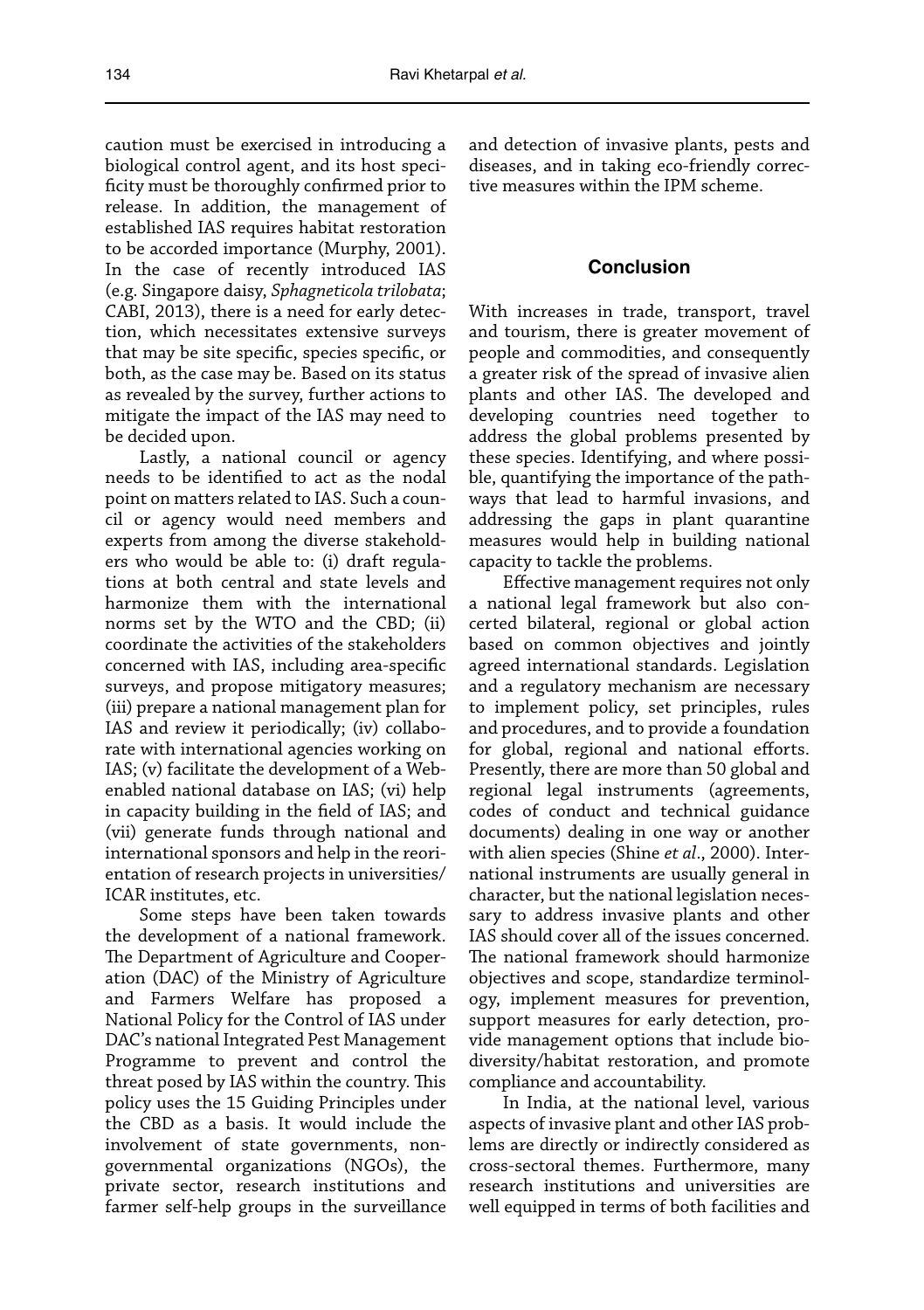caution must be exercised in introducing a biological control agent, and its host specificity must be thoroughly confirmed prior to release. In addition, the management of established IAS requires habitat restoration to be accorded importance (Murphy, 2001). In the case of recently introduced IAS (e.g. Singapore daisy, *Sphagneticola trilobata*; CABI, 2013), there is a need for early detection, which necessitates extensive surveys that may be site specific, species specific, or both, as the case may be. Based on its status as revealed by the survey, further actions to mitigate the impact of the IAS may need to be decided upon.

Lastly, a national council or agency needs to be identified to act as the nodal point on matters related to IAS. Such a council or agency would need members and experts from among the diverse stakeholders who would be able to: (i) draft regulations at both central and state levels and harmonize them with the international norms set by the WTO and the CBD; (ii) coordinate the activities of the stakeholders concerned with IAS, including area-specific surveys, and propose mitigatory measures; (iii) prepare a national management plan for IAS and review it periodically; (iv) collaborate with international agencies working on IAS; (v) facilitate the development of a Web-enabled national database on IAS; (vi) help in capacity building in the field of IAS; and (vii) generate funds through national and international sponsors and help in the reorientation of research projects in universities/ICAR institutes, etc.

Some steps have been taken towards the development of a national framework. The Department of Agriculture and Cooperation (DAC) of the Ministry of Agriculture and Farmers Welfare has proposed a National Policy for the Control of IAS under DAC's national Integrated Pest Management Programme to prevent and control the threat posed by IAS within the country. This policy uses the 15 Guiding Principles under the CBD as a basis. It would include the involvement of state governments, non-governmental organizations (NGOs), the private sector, research institutions and farmer self-help groups in the surveillance and detection of invasive plants, pests and diseases, and in taking eco-friendly corrective measures within the IPM scheme.

## Conclusion

With increases in trade, transport, travel and tourism, there is greater movement of people and commodities, and consequently a greater risk of the spread of invasive alien plants and other IAS. The developed and developing countries need together to address the global problems presented by these species. Identifying, and where possible, quantifying the importance of the pathways that lead to harmful invasions, and addressing the gaps in plant quarantine measures would help in building national capacity to tackle the problems.

Effective management requires not only a national legal framework but also concerted bilateral, regional or global action based on common objectives and jointly agreed international standards. Legislation and a regulatory mechanism are necessary to implement policy, set principles, rules and procedures, and to provide a foundation for global, regional and national efforts. Presently, there are more than 50 global and regional legal instruments (agreements, codes of conduct and technical guidance documents) dealing in one way or another with alien species (Shine *et al*., 2000). International instruments are usually general in character, but the national legislation necessary to address invasive plants and other IAS should cover all of the issues concerned. The national framework should harmonize objectives and scope, standardize terminology, implement measures for prevention, support measures for early detection, provide management options that include biodiversity/habitat restoration, and promote compliance and accountability.

In India, at the national level, various aspects of invasive plant and other IAS problems are directly or indirectly considered as cross-sectoral themes. Furthermore, many research institutions and universities are well equipped in terms of both facilities and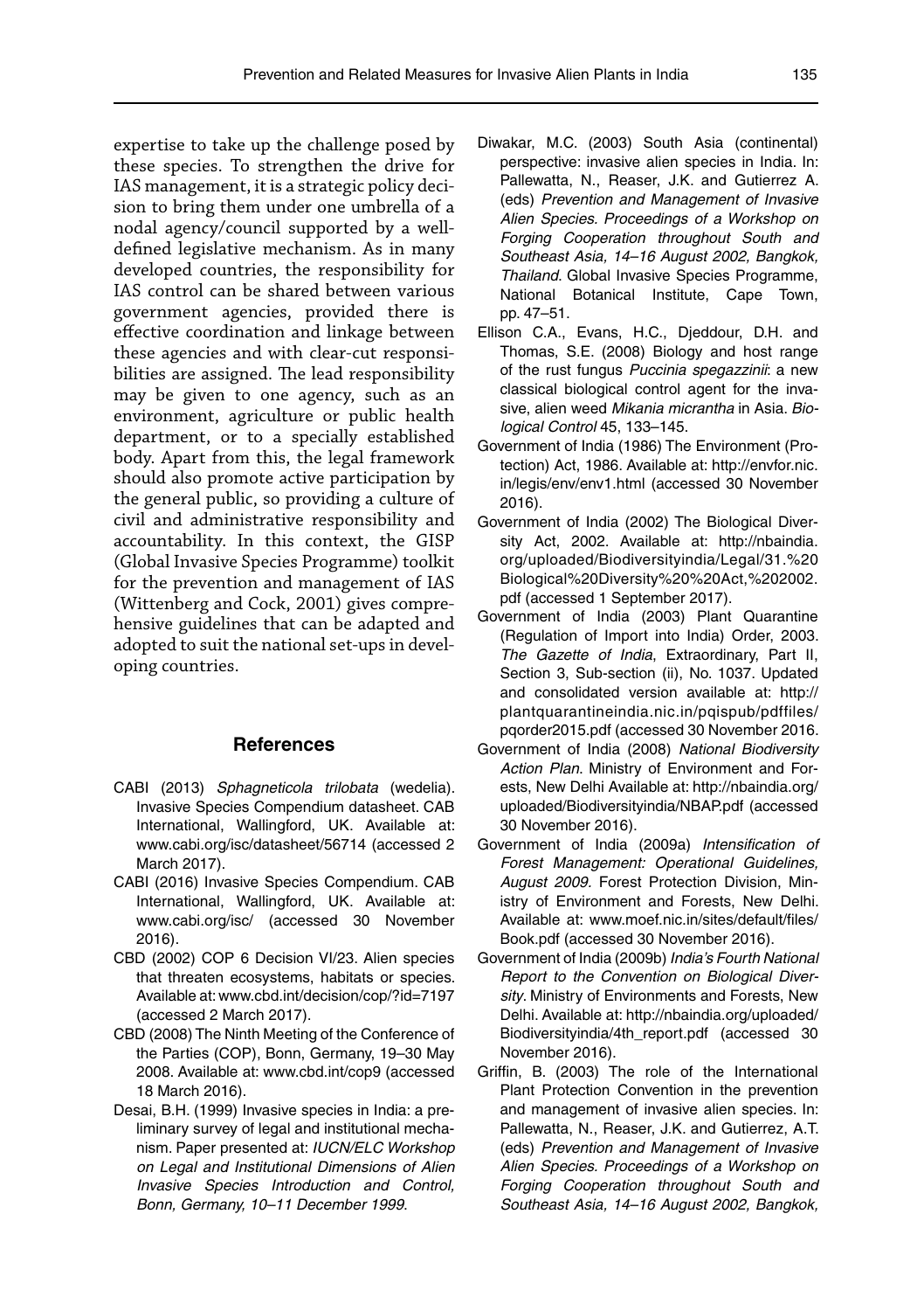expertise to take up the challenge posed by these species. To strengthen the drive for IAS management, it is a strategic policy decision to bring them under one umbrella of a nodal agency/council supported by a well-defined legislative mechanism. As in many developed countries, the responsibility for IAS control can be shared between various government agencies, provided there is effective coordination and linkage between these agencies and with clear-cut responsibilities are assigned. The lead responsibility may be given to one agency, such as an environment, agriculture or public health department, or to a specially established body. Apart from this, the legal framework should also promote active participation by the general public, so providing a culture of civil and administrative responsibility and accountability. In this context, the GISP (Global Invasive Species Programme) toolkit for the prevention and management of IAS (Wittenberg and Cock, 2001) gives comprehensive guidelines that can be adapted and adopted to suit the national set-ups in developing countries.

## References

CABI (2013) *Sphagneticola trilobata* (wedelia). Invasive Species Compendium datasheet. CAB International, Wallingford, UK. Available at: www.cabi.org/isc/datasheet/56714 (accessed 2 March 2017).

CABI (2016) Invasive Species Compendium. CAB International, Wallingford, UK. Available at: www.cabi.org/isc/ (accessed 30 November 2016).

CBD (2002) COP 6 Decision VI/23. Alien species that threaten ecosystems, habitats or species. Available at: www.cbd.int/decision/cop/?id=7197 (accessed 2 March 2017).

CBD (2008) The Ninth Meeting of the Conference of the Parties (COP), Bonn, Germany, 19–30 May 2008. Available at: www.cbd.int/cop9 (accessed 18 March 2016).

Desai, B.H. (1999) Invasive species in India: a preliminary survey of legal and institutional mechanism. Paper presented at: *IUCN/ELC Workshop on Legal and Institutional Dimensions of Alien Invasive Species Introduction and Control, Bonn, Germany, 10–11 December 1999*.

Diwakar, M.C. (2003) South Asia (continental) perspective: invasive alien species in India. In: Pallewatta, N., Reaser, J.K. and Gutierrez A. (eds) *Prevention and Management of Invasive Alien Species. Proceedings of a Workshop on Forging Cooperation throughout South and Southeast Asia, 14–16 August 2002, Bangkok, Thailand*. Global Invasive Species Programme, National Botanical Institute, Cape Town, pp. 47–51.

Ellison C.A., Evans, H.C., Djeddour, D.H. and Thomas, S.E. (2008) Biology and host range of the rust fungus *Puccinia spegazzinii*: a new classical biological control agent for the invasive, alien weed *Mikania micrantha* in Asia. *Biological Control* 45, 133–145.

Government of India (1986) The Environment (Protection) Act, 1986. Available at: http://envfor.nic.in/legis/env/env1.html (accessed 30 November 2016).

Government of India (2002) The Biological Diversity Act, 2002. Available at: http://nbaindia.org/uploaded/Biodiversityindia/Legal/31.%20Biological%20Diversity%20%20Act,%202002.pdf (accessed 1 September 2017).

Government of India (2003) Plant Quarantine (Regulation of Import into India) Order, 2003. *The Gazette of India*, Extraordinary, Part II, Section 3, Sub-section (ii), No. 1037. Updated and consolidated version available at: http://plantquarantineindia.nic.in/pqispub/pdffiles/pqorder2015.pdf (accessed 30 November 2016.

Government of India (2008) *National Biodiversity Action Plan*. Ministry of Environment and Forests, New Delhi Available at: http://nbaindia.org/uploaded/Biodiversityindia/NBAP.pdf (accessed 30 November 2016).

Government of India (2009a) *Intensification of Forest Management: Operational Guidelines, August 2009.* Forest Protection Division, Ministry of Environment and Forests, New Delhi. Available at: www.moef.nic.in/sites/default/files/Book.pdf (accessed 30 November 2016).

Government of India (2009b) *India's Fourth National Report to the Convention on Biological Diversity*. Ministry of Environments and Forests, New Delhi. Available at: http://nbaindia.org/uploaded/Biodiversityindia/4th_report.pdf (accessed 30 November 2016).

Griffin, B. (2003) The role of the International Plant Protection Convention in the prevention and management of invasive alien species. In: Pallewatta, N., Reaser, J.K. and Gutierrez, A.T. (eds) *Prevention and Management of Invasive Alien Species. Proceedings of a Workshop on Forging Cooperation throughout South and Southeast Asia, 14–16 August 2002, Bangkok,*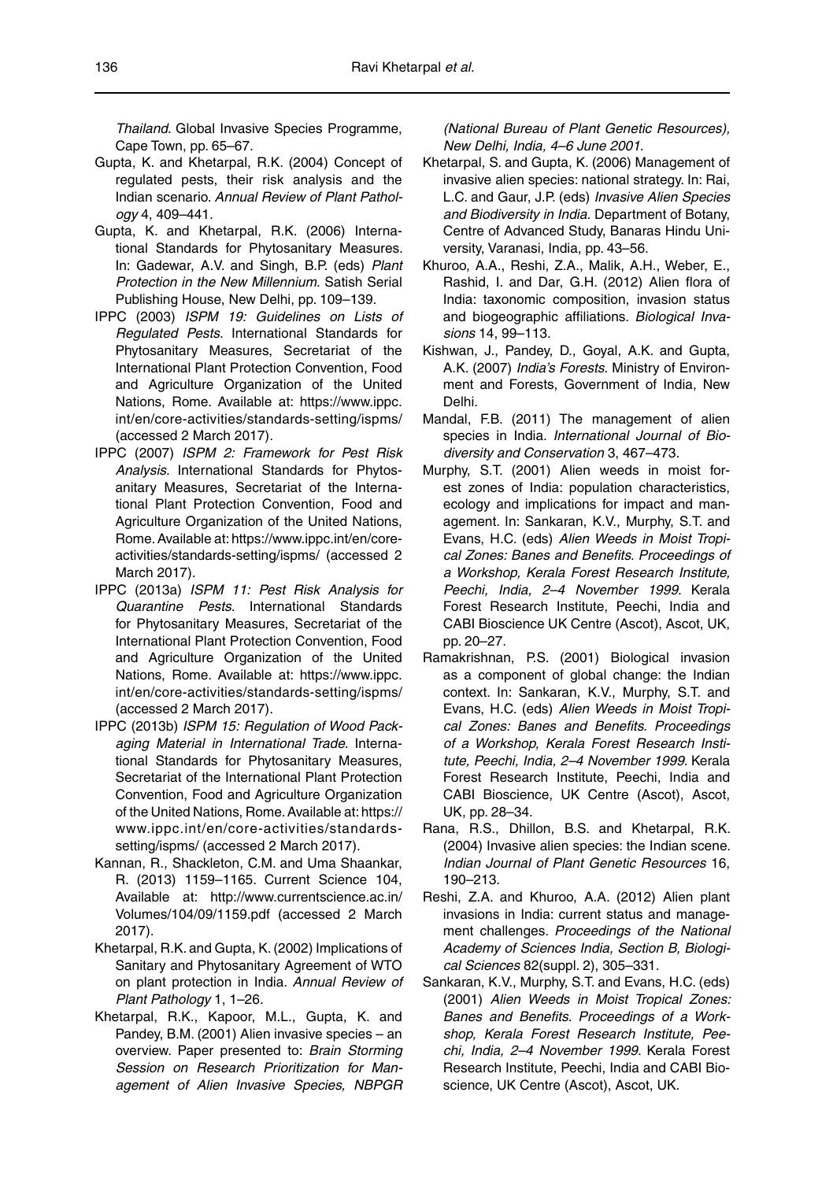*Thailand*. Global Invasive Species Programme, Cape Town, pp. 65–67.

Gupta, K. and Khetarpal, R.K. (2004) Concept of regulated pests, their risk analysis and the Indian scenario. *Annual Review of Plant Pathology* 4, 409–441.

Gupta, K. and Khetarpal, R.K. (2006) International Standards for Phytosanitary Measures. In: Gadewar, A.V. and Singh, B.P. (eds) *Plant Protection in the New Millennium*. Satish Serial Publishing House, New Delhi, pp. 109–139.

IPPC (2003) *ISPM 19: Guidelines on Lists of Regulated Pests*. International Standards for Phytosanitary Measures, Secretariat of the International Plant Protection Convention, Food and Agriculture Organization of the United Nations, Rome. Available at: https://www.ippc.int/en/core-activities/standards-setting/ispms/ (accessed 2 March 2017).

IPPC (2007) *ISPM 2: Framework for Pest Risk Analysis*. International Standards for Phytosanitary Measures, Secretariat of the International Plant Protection Convention, Food and Agriculture Organization of the United Nations, Rome. Available at: https://www.ippc.int/en/core-activities/standards-setting/ispms/ (accessed 2 March 2017).

IPPC (2013a) *ISPM 11: Pest Risk Analysis for Quarantine Pests*. International Standards for Phytosanitary Measures, Secretariat of the International Plant Protection Convention, Food and Agriculture Organization of the United Nations, Rome. Available at: https://www.ippc.int/en/core-activities/standards-setting/ispms/ (accessed 2 March 2017).

IPPC (2013b) *ISPM 15: Regulation of Wood Packaging Material in International Trade*. International Standards for Phytosanitary Measures, Secretariat of the International Plant Protection Convention, Food and Agriculture Organization of the United Nations, Rome. Available at: https://www.ippc.int/en/core-activities/standards-setting/ispms/ (accessed 2 March 2017).

Kannan, R., Shackleton, C.M. and Uma Shaankar, R. (2013) 1159–1165. Current Science 104, Available at: http://www.currentscience.ac.in/Volumes/104/09/1159.pdf (accessed 2 March 2017).

Khetarpal, R.K. and Gupta, K. (2002) Implications of Sanitary and Phytosanitary Agreement of WTO on plant protection in India. *Annual Review of Plant Pathology* 1, 1–26.

Khetarpal, R.K., Kapoor, M.L., Gupta, K. and Pandey, B.M. (2001) Alien invasive species – an overview. Paper presented to: *Brain Storming Session on Research Prioritization for Management of Alien Invasive Species, NBPGR (National Bureau of Plant Genetic Resources), New Delhi, India, 4–6 June 2001*.

Khetarpal, S. and Gupta, K. (2006) Management of invasive alien species: national strategy. In: Rai, L.C. and Gaur, J.P. (eds) *Invasive Alien Species and Biodiversity in India.* Department of Botany, Centre of Advanced Study, Banaras Hindu University, Varanasi, India, pp. 43–56.

Khuroo, A.A., Reshi, Z.A., Malik, A.H., Weber, E., Rashid, I. and Dar, G.H. (2012) Alien flora of India: taxonomic composition, invasion status and biogeographic affiliations. *Biological Invasions* 14, 99–113.

Kishwan, J., Pandey, D., Goyal, A.K. and Gupta, A.K. (2007) *India's Forests*. Ministry of Environment and Forests, Government of India, New Delhi.

Mandal, F.B. (2011) The management of alien species in India. *International Journal of Biodiversity and Conservation* 3, 467–473.

Murphy, S.T. (2001) Alien weeds in moist forest zones of India: population characteristics, ecology and implications for impact and management. In: Sankaran, K.V., Murphy, S.T. and Evans, H.C. (eds) *Alien Weeds in Moist Tropical Zones: Banes and Benefits. Proceedings of a Workshop, Kerala Forest Research Institute, Peechi, India, 2–4 November 1999*. Kerala Forest Research Institute, Peechi, India and CABI Bioscience UK Centre (Ascot), Ascot, UK, pp. 20–27.

Ramakrishnan, P.S. (2001) Biological invasion as a component of global change: the Indian context. In: Sankaran, K.V., Murphy, S.T. and Evans, H.C. (eds) *Alien Weeds in Moist Tropical Zones: Banes and Benefits. Proceedings of a Workshop, Kerala Forest Research Institute, Peechi, India, 2–4 November 1999*. Kerala Forest Research Institute, Peechi, India and CABI Bioscience, UK Centre (Ascot), Ascot, UK, pp. 28–34.

Rana, R.S., Dhillon, B.S. and Khetarpal, R.K. (2004) Invasive alien species: the Indian scene. *Indian Journal of Plant Genetic Resources* 16, 190–213.

Reshi, Z.A. and Khuroo, A.A. (2012) Alien plant invasions in India: current status and management challenges. *Proceedings of the National Academy of Sciences India, Section B, Biological Sciences* 82(suppl. 2), 305–331.

Sankaran, K.V., Murphy, S.T. and Evans, H.C. (eds) (2001) *Alien Weeds in Moist Tropical Zones: Banes and Benefits. Proceedings of a Workshop, Kerala Forest Research Institute, Peechi, India, 2–4 November 1999*. Kerala Forest Research Institute, Peechi, India and CABI Bioscience, UK Centre (Ascot), Ascot, UK.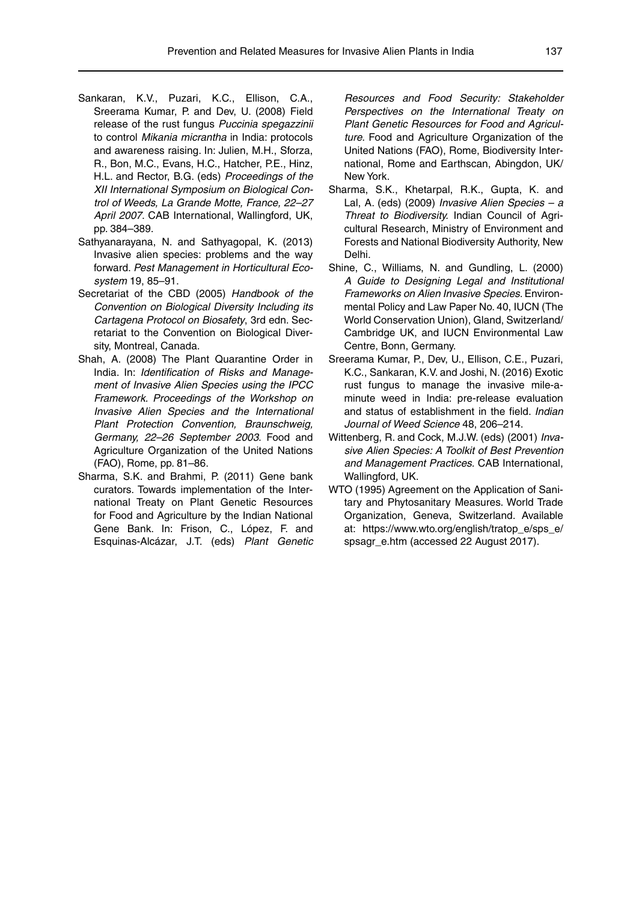Sankaran, K.V., Puzari, K.C., Ellison, C.A., Sreerama Kumar, P. and Dev, U. (2008) Field release of the rust fungus *Puccinia spegazzinii* to control *Mikania micrantha* in India: protocols and awareness raising. In: Julien, M.H., Sforza, R., Bon, M.C., Evans, H.C., Hatcher, P.E., Hinz, H.L. and Rector, B.G. (eds) *Proceedings of the XII International Symposium on Biological Control of Weeds, La Grande Motte, France, 22–27 April 2007*. CAB International, Wallingford, UK, pp. 384–389.

Sathyanarayana, N. and Sathyagopal, K. (2013) Invasive alien species: problems and the way forward. *Pest Management in Horticultural Ecosystem* 19, 85–91.

Secretariat of the CBD (2005) *Handbook of the Convention on Biological Diversity Including its Cartagena Protocol on Biosafety*, 3rd edn. Secretariat to the Convention on Biological Diversity, Montreal, Canada.

Shah, A. (2008) The Plant Quarantine Order in India. In: *Identification of Risks and Management of Invasive Alien Species using the IPCC Framework. Proceedings of the Workshop on Invasive Alien Species and the International Plant Protection Convention, Braunschweig, Germany, 22–26 September 2003*. Food and Agriculture Organization of the United Nations (FAO), Rome, pp. 81–86.

Sharma, S.K. and Brahmi, P. (2011) Gene bank curators. Towards implementation of the International Treaty on Plant Genetic Resources for Food and Agriculture by the Indian National Gene Bank. In: Frison, C., López, F. and Esquinas-Alcázar, J.T. (eds) *Plant Genetic Resources and Food Security: Stakeholder Perspectives on the International Treaty on Plant Genetic Resources for Food and Agriculture*. Food and Agriculture Organization of the United Nations (FAO), Rome, Biodiversity International, Rome and Earthscan, Abingdon, UK/New York.

Sharma, S.K., Khetarpal, R.K., Gupta, K. and Lal, A. (eds) (2009) *Invasive Alien Species – a Threat to Biodiversity*. Indian Council of Agricultural Research, Ministry of Environment and Forests and National Biodiversity Authority, New Delhi.

Shine, C., Williams, N. and Gundling, L. (2000) *A Guide to Designing Legal and Institutional Frameworks on Alien Invasive Species*. Environmental Policy and Law Paper No. 40, IUCN (The World Conservation Union), Gland, Switzerland/Cambridge UK, and IUCN Environmental Law Centre, Bonn, Germany.

Sreerama Kumar, P., Dev, U., Ellison, C.E., Puzari, K.C., Sankaran, K.V. and Joshi, N. (2016) Exotic rust fungus to manage the invasive mile-a-minute weed in India: pre-release evaluation and status of establishment in the field. *Indian Journal of Weed Science* 48, 206–214.

Wittenberg, R. and Cock, M.J.W. (eds) (2001) *Invasive Alien Species: A Toolkit of Best Prevention and Management Practices*. CAB International, Wallingford, UK.

WTO (1995) Agreement on the Application of Sanitary and Phytosanitary Measures. World Trade Organization, Geneva, Switzerland. Available at: https://www.wto.org/english/tratop_e/sps_e/spsagr_e.htm (accessed 22 August 2017).